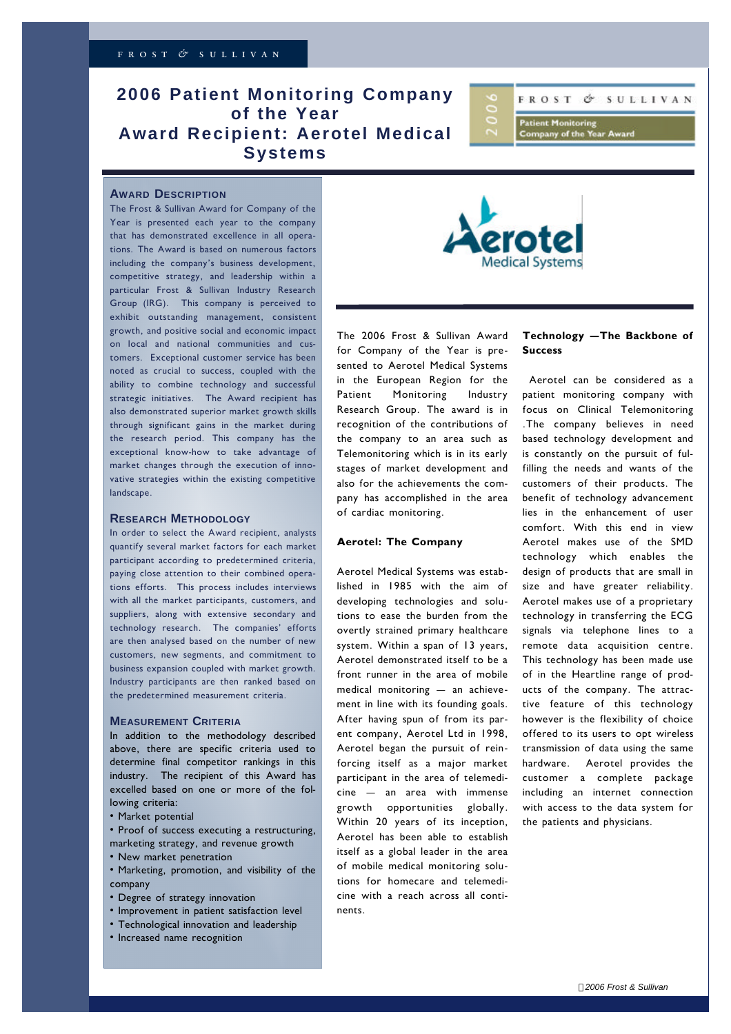# 2006 Patient Monitoring Company of the Year Award Recipient: Aerotel Medical Systems

## Award Description

The Frost & Sullivan Award for Company of the Year is presented each year to the company that has demonstrated excellence in all operations. The Award is based on numerous factors including the company's business development, competitive strategy, and leadership within a particular Frost & Sullivan Industry Research Group (IRG). This company is perceived to exhibit outstanding management, consistent growth, and positive social and economic impact on local and national communities and customers. Exceptional customer service has been noted as crucial to success, coupled with the ability to combine technology and successful strategic initiatives. The Award recipient has also demonstrated superior market growth skills through significant gains in the market during the research period. This company has the exceptional know-how to take advantage of market changes through the execution of innovative strategies within the existing competitive landscape.

## Research Methodology

In order to select the Award recipient, analysts quantify several market factors for each market participant according to predetermined criteria, paying close attention to their combined operations efforts. This process includes interviews with all the market participants, customers, and suppliers, along with extensive secondary and technology research. The companies' efforts are then analysed based on the number of new customers, new segments, and commitment to business expansion coupled with market growth. Industry participants are then ranked based on the predetermined measurement criteria.

## Measurement Criteria

In addition to the methodology described above, there are specific criteria used to determine final competitor rankings in this industry. The recipient of this Award has excelled based on one or more of the following criteria:

- Market potential
- Proof of success executing a restructuring, marketing strategy, and revenue growth
- New market penetration
- Marketing, promotion, and visibility of the company
- Degree of strategy innovation
- Improvement in patient satisfaction level
- Technological innovation and leadership
- Increased name recognition

The 2006 Frost & Sullivan Award for Company of the Year is presented to Aerotel Medical Systems in the European Region for the Patient Monitoring Industry Research Group. The award is in recognition of the contributions of the company to an area such as Telemonitoring which is in its early stages of market development and also for the achievements the company has accomplished in the area of cardiac monitoring.

**Aerotel: The Company**

Aerotel Medical Systems was established in 1985 with the aim of developing technologies and solutions to ease the burden from the overtly strained primary healthcare system. Within a span of 13 years, Aerotel demonstrated itself to be a front runner in the area of mobile medical monitoring — an achievement in line with its founding goals. After having spun of from its parent company, Aerotel Ltd in 1998, Aerotel began the pursuit of reinforcing itself as a major market participant in the area of telemedicine — an area with immense growth opportunities globally. Within 20 years of its inception, Aerotel has been able to establish itself as a global leader in the area of mobile medical monitoring solutions for homecare and telemedicine with a reach across all continents.

**Technology —The Backbone of Success**

Aerotel can be considered as a patient monitoring company with focus on Clinical Telemonitoring .The company believes in need based technology development and is constantly on the pursuit of fulfilling the needs and wants of the customers of their products. The benefit of technology advancement lies in the enhancement of user comfort. With this end in view Aerotel makes use of the SMD technology which enables the design of products that are small in size and have greater reliability. Aerotel makes use of a proprietary technology in transferring the ECG signals via telephone lines to a remote data acquisition centre. This technology has been made use of in the Heartline range of products of the company. The attractive feature of this technology however is the flexibility of choice offered to its users to opt wireless transmission of data using the same hardware. Aerotel provides the customer a complete package including an internet connection with access to the data system for the patients and physicians.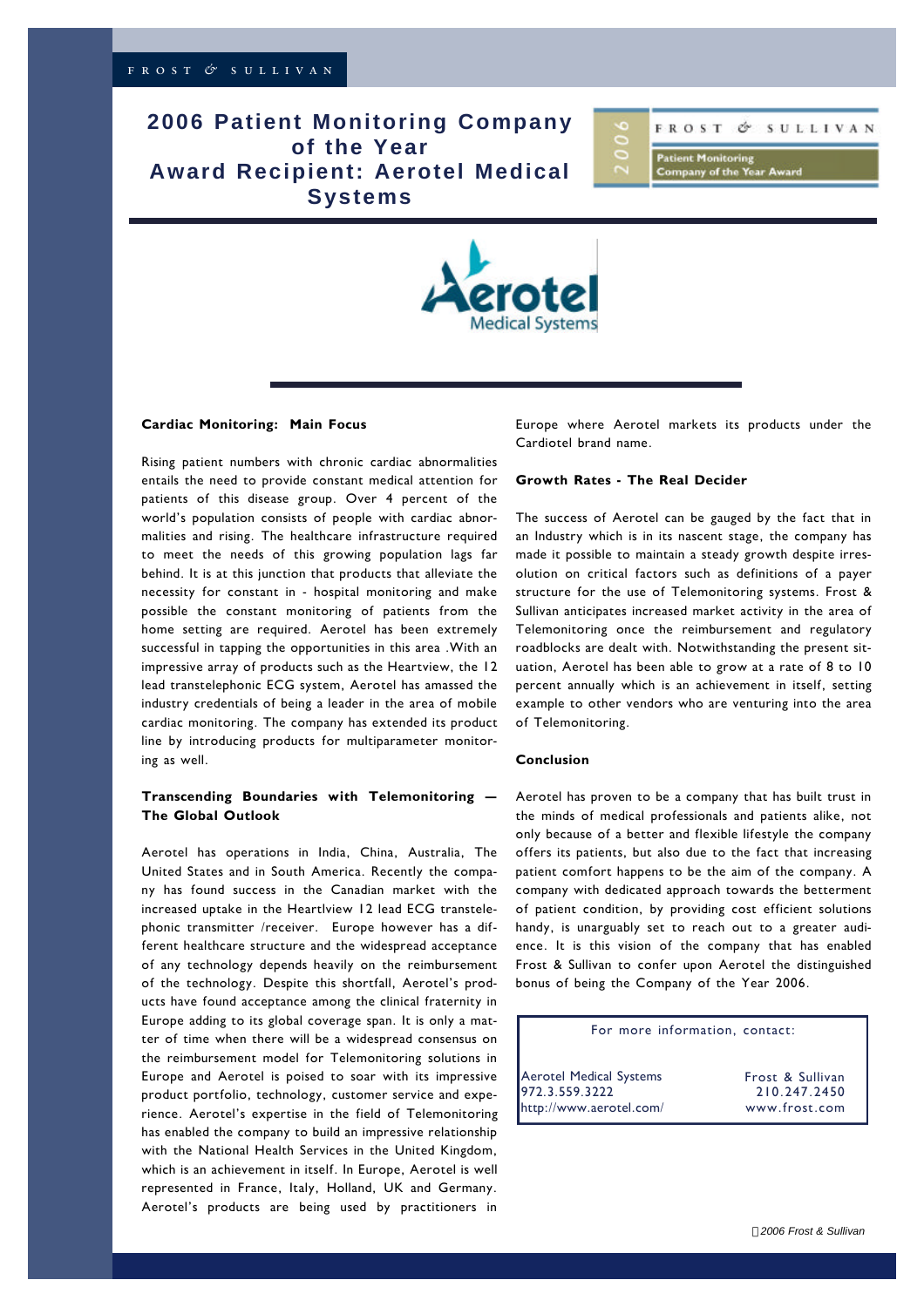# 2006 Patient Monitoring Company of the Year Award Recipient: Aerotel Medical Systems

2006 FROST & SULLIVAN Patient Monitoring Company of the Year Award

Aerotel Medical Systems

### Cardiac Monitoring: Main Focus

Rising patient numbers with chronic cardiac abnormalities entails the need to provide constant medical attention for patients of this disease group. Over 4 percent of the world's population consists of people with cardiac abnormalities and rising. The healthcare infrastructure required to meet the needs of this growing population lags far behind. It is at this junction that products that alleviate the necessity for constant in - hospital monitoring and make possible the constant monitoring of patients from the home setting are required. Aerotel has been extremely successful in tapping the opportunities in this area .With an impressive array of products such as the Heartview, the 12 lead transtelephonic ECG system, Aerotel has amassed the industry credentials of being a leader in the area of mobile cardiac monitoring. The company has extended its product line by introducing products for multiparameter monitoring as well.

### Transcending Boundaries with Telemonitoring — The Global Outlook

Aerotel has operations in India, China, Australia, The United States and in South America. Recently the company has found success in the Canadian market with the increased uptake in the Heartlview 12 lead ECG transtelephonic transmitter /receiver. Europe however has a different healthcare structure and the widespread acceptance of any technology depends heavily on the reimbursement of the technology. Despite this shortfall, Aerotel's products have found acceptance among the clinical fraternity in Europe adding to its global coverage span. It is only a matter of time when there will be a widespread consensus on the reimbursement model for Telemonitoring solutions in Europe and Aerotel is poised to soar with its impressive product portfolio, technology, customer service and experience. Aerotel's expertise in the field of Telemonitoring has enabled the company to build an impressive relationship with the National Health Services in the United Kingdom, which is an achievement in itself. In Europe, Aerotel is well represented in France, Italy, Holland, UK and Germany. Aerotel's products are being used by practitioners in Europe where Aerotel markets its products under the Cardiotel brand name.

### Growth Rates - The Real Decider

The success of Aerotel can be gauged by the fact that in an Industry which is in its nascent stage, the company has made it possible to maintain a steady growth despite irresolution on critical factors such as definitions of a payer structure for the use of Telemonitoring systems. Frost & Sullivan anticipates increased market activity in the area of Telemonitoring once the reimbursement and regulatory roadblocks are dealt with. Notwithstanding the present situation, Aerotel has been able to grow at a rate of 8 to 10 percent annually which is an achievement in itself, setting example to other vendors who are venturing into the area of Telemonitoring.

### Conclusion

Aerotel has proven to be a company that has built trust in the minds of medical professionals and patients alike, not only because of a better and flexible lifestyle the company offers its patients, but also due to the fact that increasing patient comfort happens to be the aim of the company. A company with dedicated approach towards the betterment of patient condition, by providing cost efficient solutions handy, is unarguably set to reach out to a greater audience. It is this vision of the company that has enabled Frost & Sullivan to confer upon Aerotel the distinguished bonus of being the Company of the Year 2006.

For more information, contact:

| | |
|---|---|
| Aerotel Medical Systems | Frost & Sullivan |
| 972.3.559.3222 | 210.247.2450 |
| http://www.aerotel.com/ | www.frost.com |

©2006 Frost & Sullivan